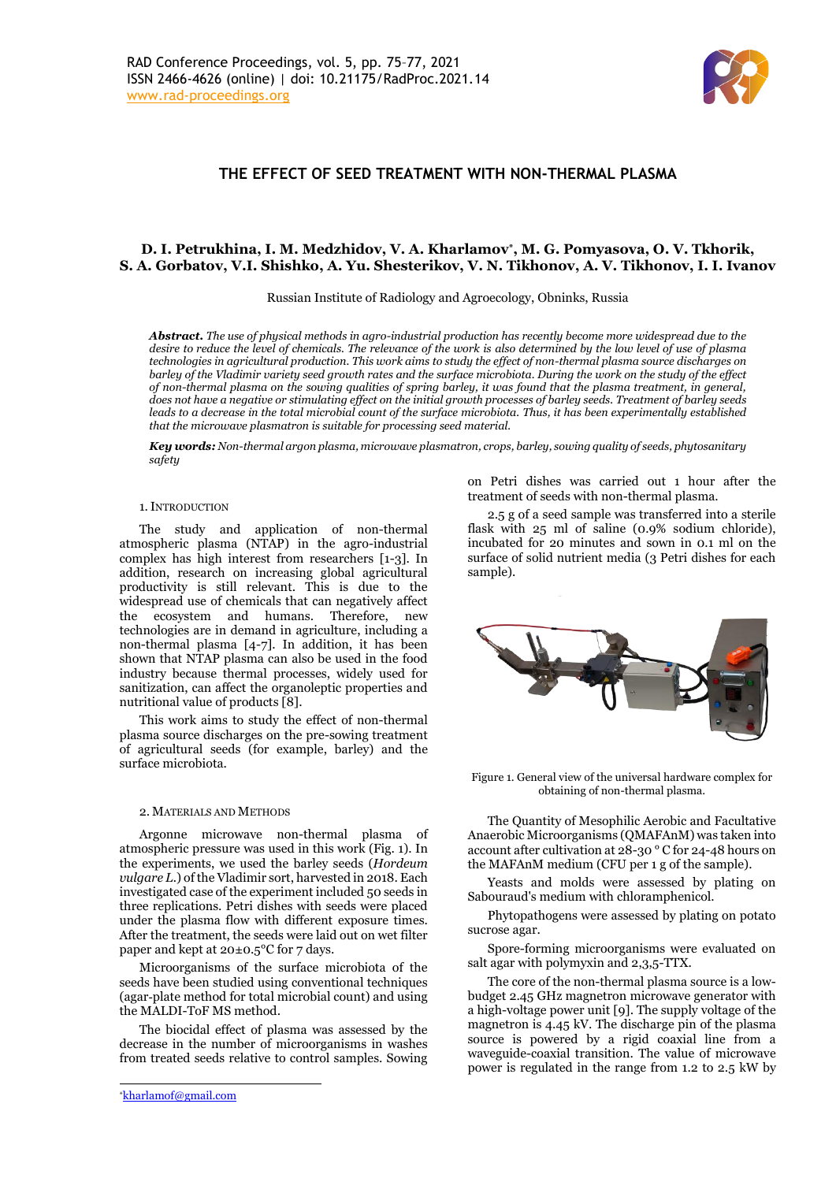# THE EFFECT OF SEED TREATMENT WITH NON-THERMAL PLASMA

**D. I. Petrukhina, I. M. Medzhidov, V. A. Kharlamov*, M. G. Pomyasova, O. V. Tkhorik, S. A. Gorbatov, V.I. Shishko, A. Yu. Shesterikov, V. N. Tikhonov, A. V. Tikhonov, I. I. Ivanov**

Russian Institute of Radiology and Agroecology, Obninks, Russia

***Abstract.*** *The use of physical methods in agro-industrial production has recently become more widespread due to the desire to reduce the level of chemicals. The relevance of the work is also determined by the low level of use of plasma technologies in agricultural production. This work aims to study the effect of non-thermal plasma source discharges on barley of the Vladimir variety seed growth rates and the surface microbiota. During the work on the study of the effect of non-thermal plasma on the sowing qualities of spring barley, it was found that the plasma treatment, in general, does not have a negative or stimulating effect on the initial growth processes of barley seeds. Treatment of barley seeds leads to a decrease in the total microbial count of the surface microbiota. Thus, it has been experimentally established that the microwave plasmatron is suitable for processing seed material.*

***Key words:*** *Non-thermal argon plasma, microwave plasmatron, crops, barley, sowing quality of seeds, phytosanitary safety*

## 1. Introduction

The study and application of non-thermal atmospheric plasma (NTAP) in the agro-industrial complex has high interest from researchers [1-3]. In addition, research on increasing global agricultural productivity is still relevant. This is due to the widespread use of chemicals that can negatively affect the ecosystem and humans. Therefore, new technologies are in demand in agriculture, including a non-thermal plasma [4-7]. In addition, it has been shown that NTAP plasma can also be used in the food industry because thermal processes, widely used for sanitization, can affect the organoleptic properties and nutritional value of products [8].

This work aims to study the effect of non-thermal plasma source discharges on the pre-sowing treatment of agricultural seeds (for example, barley) and the surface microbiota.

## 2. Materials and Methods

Argonne microwave non-thermal plasma of atmospheric pressure was used in this work (Fig. 1). In the experiments, we used the barley seeds (*Hordeum vulgare L.*) of the Vladimir sort, harvested in 2018. Each investigated case of the experiment included 50 seeds in three replications. Petri dishes with seeds were placed under the plasma flow with different exposure times. After the treatment, the seeds were laid out on wet filter paper and kept at 20±0.5°C for 7 days.

Microorganisms of the surface microbiota of the seeds have been studied using conventional techniques (agar-plate method for total microbial count) and using the MALDI-ToF MS method.

The biocidal effect of plasma was assessed by the decrease in the number of microorganisms in washes from treated seeds relative to control samples. Sowing on Petri dishes was carried out 1 hour after the treatment of seeds with non-thermal plasma.

2.5 g of a seed sample was transferred into a sterile flask with 25 ml of saline (0.9% sodium chloride), incubated for 20 minutes and sown in 0.1 ml on the surface of solid nutrient media (3 Petri dishes for each sample).

Figure 1. General view of the universal hardware complex for obtaining of non-thermal plasma.

The Quantity of Mesophilic Aerobic and Facultative Anaerobic Microorganisms (QMAFAnM) was taken into account after cultivation at 28-30 ° C for 24-48 hours on the MAFAnM medium (CFU per 1 g of the sample).

Yeasts and molds were assessed by plating on Sabouraud's medium with chloramphenicol.

Phytopathogens were assessed by plating on potato sucrose agar.

Spore-forming microorganisms were evaluated on salt agar with polymyxin and 2,3,5-TTX.

The core of the non-thermal plasma source is a low-budget 2.45 GHz magnetron microwave generator with a high-voltage power unit [9]. The supply voltage of the magnetron is 4.45 kV. The discharge pin of the plasma source is powered by a rigid coaxial line from a waveguide-coaxial transition. The value of microwave power is regulated in the range from 1.2 to 2.5 kW by

*kharlamof@gmail.com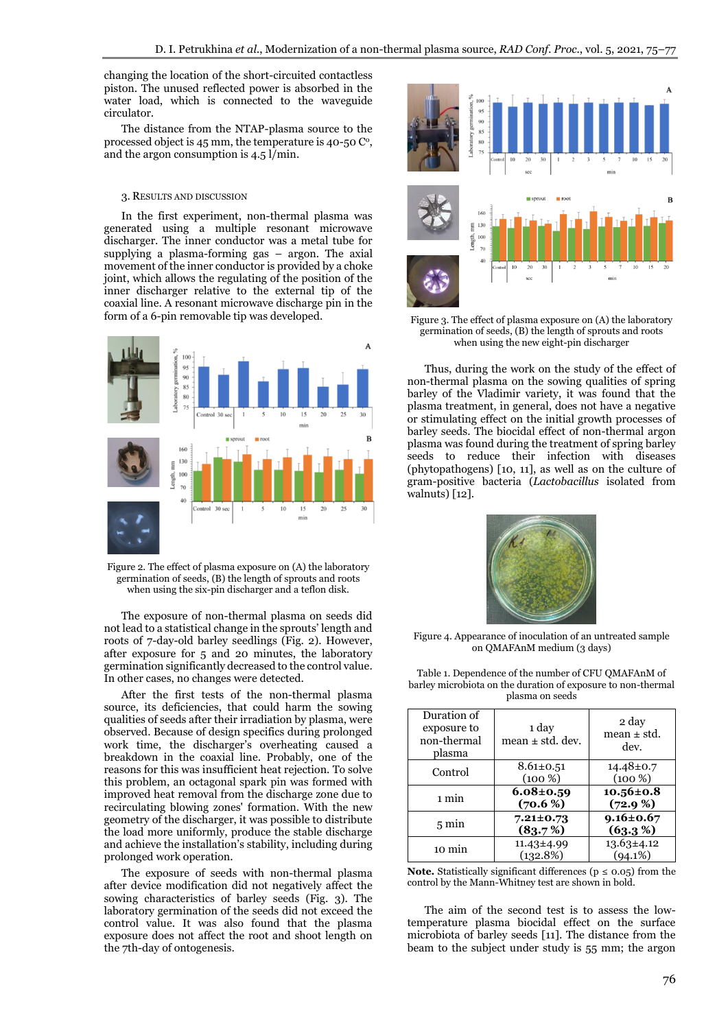changing the location of the short-circuited contactless piston. The unused reflected power is absorbed in the water load, which is connected to the waveguide circulator.

The distance from the NTAP-plasma source to the processed object is 45 mm, the temperature is 40-50 C°, and the argon consumption is 4.5 l/min.

## 3. Results and Discussion

In the first experiment, non-thermal plasma was generated using a multiple resonant microwave discharger. The inner conductor was a metal tube for supplying a plasma-forming gas – argon. The axial movement of the inner conductor is provided by a choke joint, which allows the regulating of the position of the inner discharger relative to the external tip of the coaxial line. A resonant microwave discharge pin in the form of a 6-pin removable tip was developed.

Figure 2. The effect of plasma exposure on (A) the laboratory germination of seeds, (B) the length of sprouts and roots when using the six-pin discharger and a teflon disk.

The exposure of non-thermal plasma on seeds did not lead to a statistical change in the sprouts' length and roots of 7-day-old barley seedlings (Fig. 2). However, after exposure for 5 and 20 minutes, the laboratory germination significantly decreased to the control value. In other cases, no changes were detected.

After the first tests of the non-thermal plasma source, its deficiencies, that could harm the sowing qualities of seeds after their irradiation by plasma, were observed. Because of design specifics during prolonged work time, the discharger's overheating caused a breakdown in the coaxial line. Probably, one of the reasons for this was insufficient heat rejection. To solve this problem, an octagonal spark pin was formed with improved heat removal from the discharge zone due to recirculating blowing zones' formation. With the new geometry of the discharger, it was possible to distribute the load more uniformly, produce the stable discharge and achieve the installation's stability, including during prolonged work operation.

The exposure of seeds with non-thermal plasma after device modification did not negatively affect the sowing characteristics of barley seeds (Fig. 3). The laboratory germination of the seeds did not exceed the control value. It was also found that the plasma exposure does not affect the root and shoot length on the 7th-day of ontogenesis.

Figure 3. The effect of plasma exposure on (A) the laboratory germination of seeds, (B) the length of sprouts and roots when using the new eight-pin discharger

Thus, during the work on the study of the effect of non-thermal plasma on the sowing qualities of spring barley of the Vladimir variety, it was found that the plasma treatment, in general, does not have a negative or stimulating effect on the initial growth processes of barley seeds. The biocidal effect of non-thermal argon plasma was found during the treatment of spring barley seeds to reduce their infection with diseases (phytopathogens) [10, 11], as well as on the culture of gram-positive bacteria (*Lactobacillus* isolated from walnuts) [12].

Figure 4. Appearance of inoculation of an untreated sample on QMAFAnM medium (3 days)

Table 1. Dependence of the number of CFU QMAFAnM of barley microbiota on the duration of exposure to non-thermal plasma on seeds

| Duration of exposure to non-thermal plasma | 1 day mean ± std. dev. | 2 day mean ± std. dev. |
|---|---|---|
| Control | 8.61±0.51 (100 %) | 14.48±0.7 (100 %) |
| 1 min | **6.08±0.59 (70.6 %)** | **10.56±0.8 (72.9 %)** |
| 5 min | **7.21±0.73 (83.7 %)** | **9.16±0.67 (63.3 %)** |
| 10 min | 11.43±4.99 (132.8%) | 13.63±4.12 (94.1%) |

**Note.** Statistically significant differences ($p \leq 0.05$) from the control by the Mann-Whitney test are shown in bold.

The aim of the second test is to assess the low-temperature plasma biocidal effect on the surface microbiota of barley seeds [11]. The distance from the beam to the subject under study is 55 mm; the argon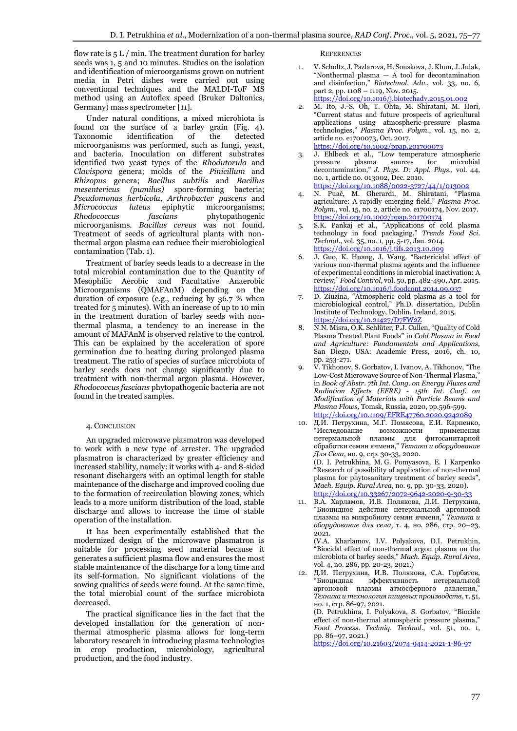flow rate is 5 L / min. The treatment duration for barley seeds was 1, 5 and 10 minutes. Studies on the isolation and identification of microorganisms grown on nutrient media in Petri dishes were carried out using conventional techniques and the MALDI-ToF MS method using an Autoflex speed (Bruker Daltonics, Germany) mass spectrometer [11].

Under natural conditions, a mixed microbiota is found on the surface of a barley grain (Fig. 4). Taxonomic identification of the detected microorganisms was performed, such as fungi, yeast, and bacteria. Inoculation on different substrates identified two yeast types of the *Rhodutorula* and *Clavispora* genera; molds of the *Pinicillum* and *Rhizopus* genera; *Bacillus subtilis* and *Bacillus mesentericus (pumilus)* spore-forming bacteria; *Pseudomonas herbicola*, *Arthrobacter pascens* and *Micrococcus luteus* epiphytic microorganisms; *Rhodococcus fascians* phytopathogenic microorganisms. *Bacillus cereus* was not found. Treatment of seeds of agricultural plants with non-thermal argon plasma can reduce their microbiological contamination (Tab. 1).

Treatment of barley seeds leads to a decrease in the total microbial contamination due to the Quantity of Mesophilic Aerobic and Facultative Anaerobic Microorganisms (QMAFAnM) depending on the duration of exposure (e.g., reducing by 36.7 % when treated for 5 minutes). With an increase of up to 10 min in the treatment duration of barley seeds with non-thermal plasma, a tendency to an increase in the amount of MAFAnM is observed relative to the control. This can be explained by the acceleration of spore germination due to heating during prolonged plasma treatment. The ratio of species of surface microbiota of barley seeds does not change significantly due to treatment with non-thermal argon plasma. However, *Rhodococcus fascians* phytopathogenic bacteria are not found in the treated samples.

## 4. Conclusion

An upgraded microwave plasmatron was developed to work with a new type of arrester. The upgraded plasmatron is characterized by greater efficiency and increased stability, namely: it works with 4- and 8-sided resonant dischargers with an optimal length for stable maintenance of the discharge and improved cooling due to the formation of recirculation blowing zones, which leads to a more uniform distribution of the load, stable discharge and allows to increase the time of stable operation of the installation.

It has been experimentally established that the modernized design of the microwave plasmatron is suitable for processing seed material because it generates a sufficient plasma flow and ensures the most stable maintenance of the discharge for a long time and its self-formation. No significant violations of the sowing qualities of seeds were found. At the same time, the total microbial count of the surface microbiota decreased.

The practical significance lies in the fact that the developed installation for the generation of non-thermal atmospheric plasma allows for long-term laboratory research in introducing plasma technologies in crop production, microbiology, agricultural production, and the food industry.

## References

1. V. Scholtz, J. Pazlarova, H. Souskova, J. Khun, J. Julak, "Nonthermal plasma — A tool for decontamination and disinfection," *Biotechnol. Adv*., vol. 33, no. 6, part 2, pp. 1108 – 1119, Nov. 2015. https://doi.org/10.1016/j.biotechadv.2015.01.002
2. M. Ito, J.-S. Oh, T. Ohta, M. Shiratani, M. Hori, "Current status and future prospects of agricultural applications using atmospheric-pressure plasma technologies," *Plasma Proc. Polym*., vol. 15, no. 2, article no. e1700073, Oct. 2017. https://doi.org/10.1002/ppap.201700073
3. J. Ehlbeck et al., "Low temperature atmospheric pressure plasma sources for microbial decontamination," *J. Phys. D: Appl. Phys.,* vol. 44, no. 1, article no. 013002, Dec. 2010. https://doi.org/10.1088/0022-3727/44/1/013002
4. N. Puač, M. Gherardi, M. Shiratani, "Plasma agriculture: A rapidly emerging field," *Plasma Proc. Polym*., vol. 15, no. 2, article no. e1700174, Nov. 2017. https://doi.org/10.1002/ppap.201700174
5. S.K. Pankaj et al., "Applications of cold plasma technology in food packaging," *Trends Food Sci. Technol*., vol. 35, no. 1, pp. 5-17, Jan. 2014. https://doi.org/10.1016/j.tifs.2013.10.009
6. J. Guo, K. Huang, J. Wang, "Bactericidal effect of various non-thermal plasma agents and the influence of experimental conditions in microbial inactivation: A review," *Food Control*, vol. 50, pp. 482-490, Apr. 2015. https://doi.org/10.1016/j.foodcont.2014.09.037
7. D. Ziuzina, "Atmospheric cold plasma as a tool for microbiological control," Ph.D. dissertation, Dublin Institute of Technology, Dublin, Ireland, 2015. https://doi.org/10.21427/D7FW2Z
8. N.N. Misra, O.K. Schlüter, P.J. Cullen, "Quality of Cold Plasma Treated Plant Foods" in *Cold Plasma in Food and Agriculture: Fundamentals and Applications,* San Diego, USA: Academic Press, 2016, ch. 10, pp. 253-271.
9. V. Tikhonov, S. Gorbatov, I. Ivanov, A. Tikhonov, "The Low-Cost Microwave Source of Non-Thermal Plasma," in *Book of Abstr. 7th Int. Cong. on Energy Fluxes and Radiation Effects (EFRE) - 15th Int. Conf. on Modification of Materials with Particle Beams and Plasma Flows,* Tomsk, Russia, 2020, pp.596-599. http://doi.org/10.1109/EFRE47760.2020.9242089
10. Д.И. Петрухина, М.Г. Помясова, Е.И. Карпенко, "Исследование возможности применения нетермальной плазмы для фитосанитарной обработки семян ячменя," *Техника и оборудование Для Села*, но. 9, стр. 30-33, 2020.
    (D. I. Petrukhina, M. G. Pomyasova, E. I Karpenko "Research of possibility of application of non-thermal plasma for phytosanitary treatment of barley seeds", *Mach. Equip. Rural Area*, no. 9, pp. 30-33, 2020).
    http://doi.org/10.33267/2072-9642-2020-9-30-33
11. В.А. Харламов, И.В. Полякова, Д.И. Петрухина, "Биоцидное действие нетермальной аргоновой плазмы на микробиоту семян ячменя," *Техника и оборудование для села*, т. 4, но. 286, стр. 20–23, 2021.
    (V.A. Kharlamov, I.V. Polyakova, D.I. Petrukhin, "Biocidal effect of non-thermal argon plasma on the microbiota of barley seeds," *Mach. Equip. Rural Area*, vol. 4, no. 286, pp. 20-23, 2021.)
12. Д.И. Петрухина, И.В. Полякова, С.А. Горбатов, "Биоцидная эффективность нетермальной аргоновой плазмы атмосферного давления," *Техника и технология пищевых производств*, т. 51, но. 1, стр. 86-97, 2021.
    (D. Petrukhina, I. Polyakova, S. Gorbatov, "Biocide effect of non-thermal atmospheric pressure plasma," *Food Process. Techniq. Technol*., vol. 51, no. 1, pp. 86–97, 2021.)
    https://doi.org/10.21603/2074-9414-2021-1-86-97